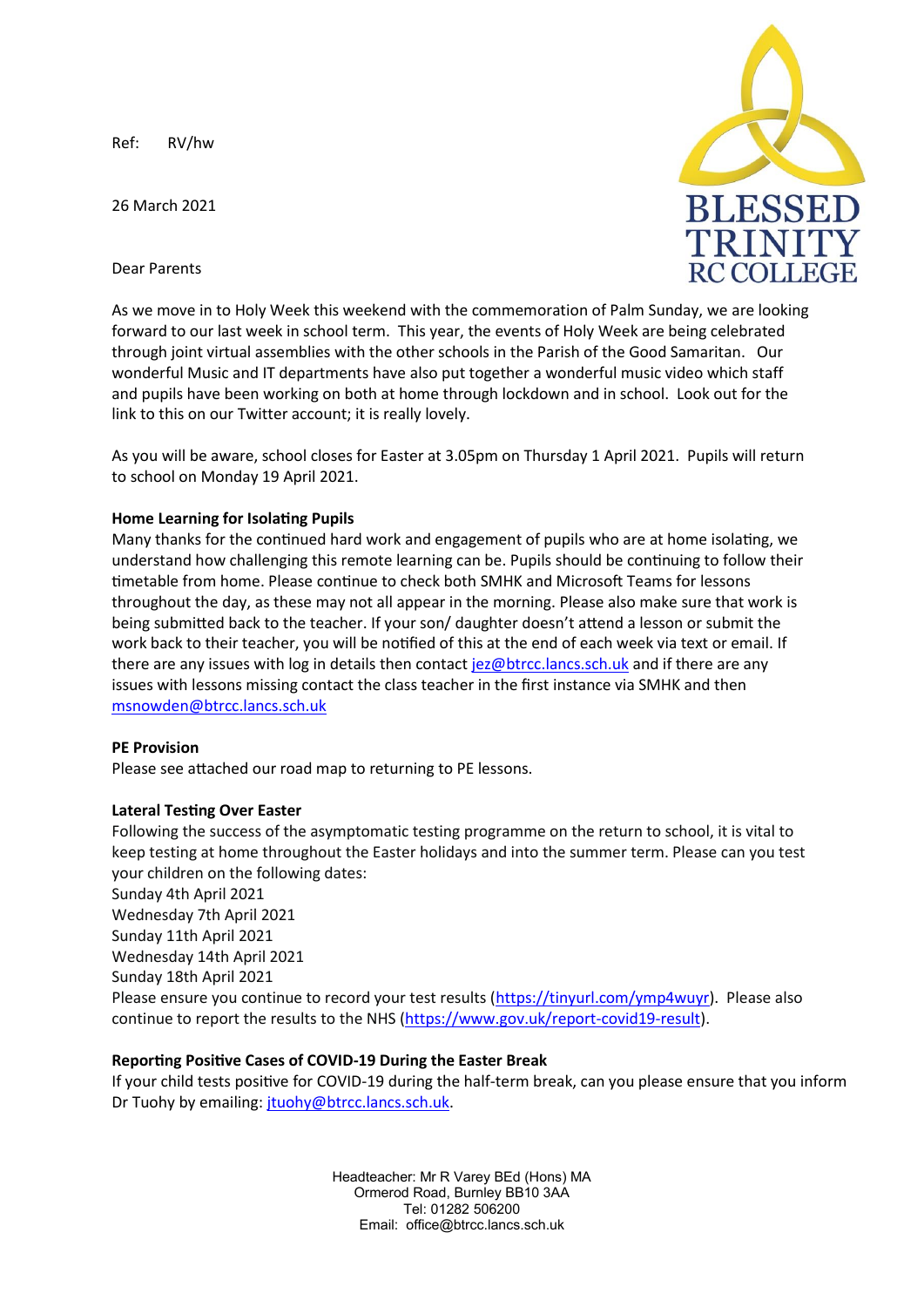Ref: RV/hw

26 March 2021

BLESSED TRINITY RC COLLEGE

Dear Parents

As we move in to Holy Week this weekend with the commemoration of Palm Sunday, we are looking forward to our last week in school term. This year, the events of Holy Week are being celebrated through joint virtual assemblies with the other schools in the Parish of the Good Samaritan. Our wonderful Music and IT departments have also put together a wonderful music video which staff and pupils have been working on both at home through lockdown and in school. Look out for the link to this on our Twitter account; it is really lovely.

As you will be aware, school closes for Easter at 3.05pm on Thursday 1 April 2021. Pupils will return to school on Monday 19 April 2021.

**Home Learning for Isolating Pupils**

Many thanks for the continued hard work and engagement of pupils who are at home isolating, we understand how challenging this remote learning can be. Pupils should be continuing to follow their timetable from home. Please continue to check both SMHK and Microsoft Teams for lessons throughout the day, as these may not all appear in the morning. Please also make sure that work is being submitted back to the teacher. If your son/ daughter doesn't attend a lesson or submit the work back to their teacher, you will be notified of this at the end of each week via text or email. If there are any issues with log in details then contact jez@btrcc.lancs.sch.uk and if there are any issues with lessons missing contact the class teacher in the first instance via SMHK and then msnowden@btrcc.lancs.sch.uk

**PE Provision**

Please see attached our road map to returning to PE lessons.

**Lateral Testing Over Easter**

Following the success of the asymptomatic testing programme on the return to school, it is vital to keep testing at home throughout the Easter holidays and into the summer term. Please can you test your children on the following dates:

Sunday 4th April 2021
Wednesday 7th April 2021
Sunday 11th April 2021
Wednesday 14th April 2021
Sunday 18th April 2021

Please ensure you continue to record your test results (https://tinyurl.com/ymp4wuyr). Please also continue to report the results to the NHS (https://www.gov.uk/report-covid19-result).

**Reporting Positive Cases of COVID-19 During the Easter Break**

If your child tests positive for COVID-19 during the half-term break, can you please ensure that you inform Dr Tuohy by emailing: jtuohy@btrcc.lancs.sch.uk.

Headteacher: Mr R Varey BEd (Hons) MA
Ormerod Road, Burnley BB10 3AA
Tel: 01282 506200
Email: office@btrcc.lancs.sch.uk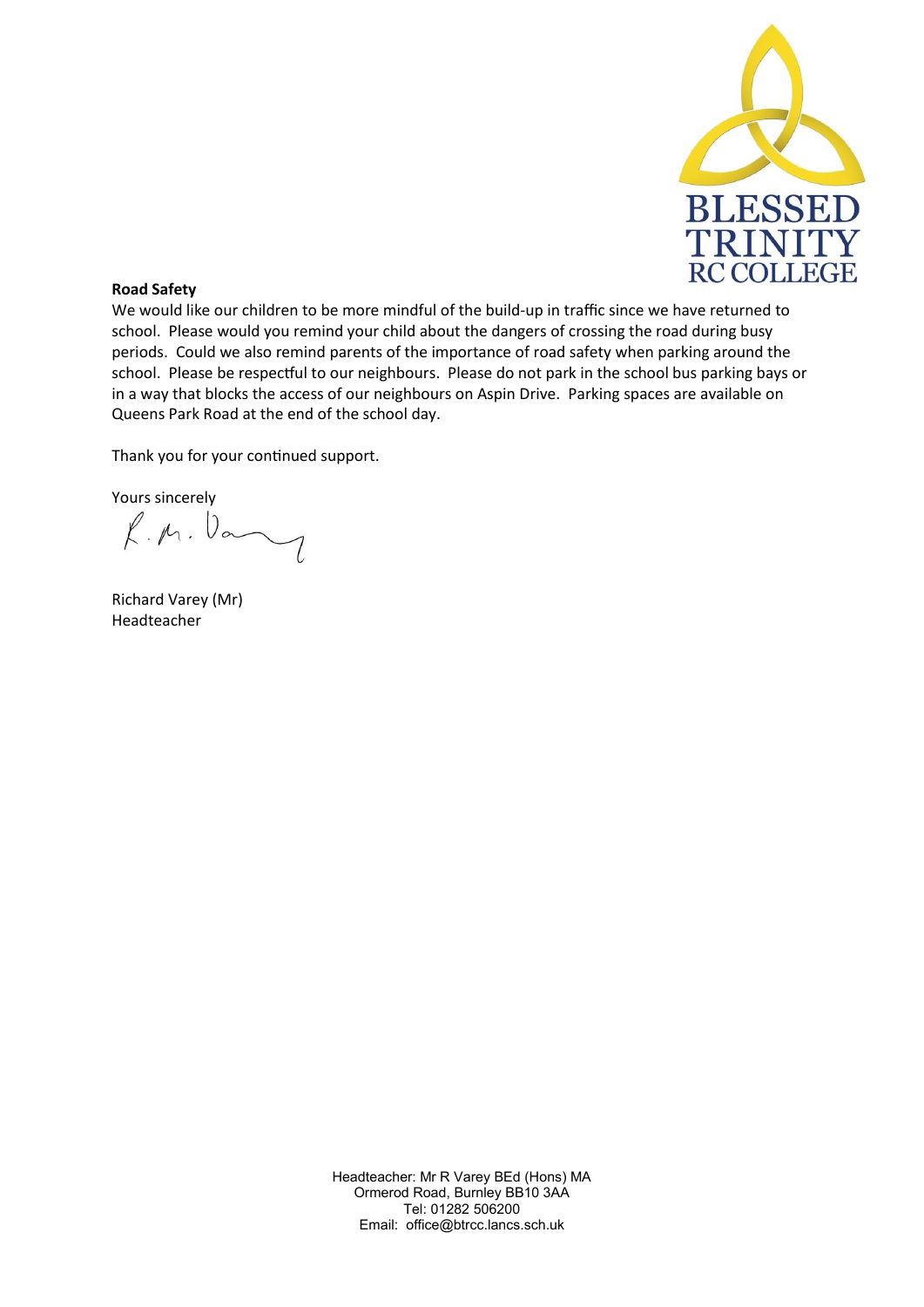BLESSED TRINITY RC COLLEGE

**Road Safety**

We would like our children to be more mindful of the build-up in traffic since we have returned to school. Please would you remind your child about the dangers of crossing the road during busy periods. Could we also remind parents of the importance of road safety when parking around the school. Please be respectful to our neighbours. Please do not park in the school bus parking bays or in a way that blocks the access of our neighbours on Aspin Drive. Parking spaces are available on Queens Park Road at the end of the school day.

Thank you for your continued support.

Yours sincerely

R. M. Varey

Richard Varey (Mr)
Headteacher

Headteacher: Mr R Varey BEd (Hons) MA
Ormerod Road, Burnley BB10 3AA
Tel: 01282 506200
Email: office@btrcc.lancs.sch.uk